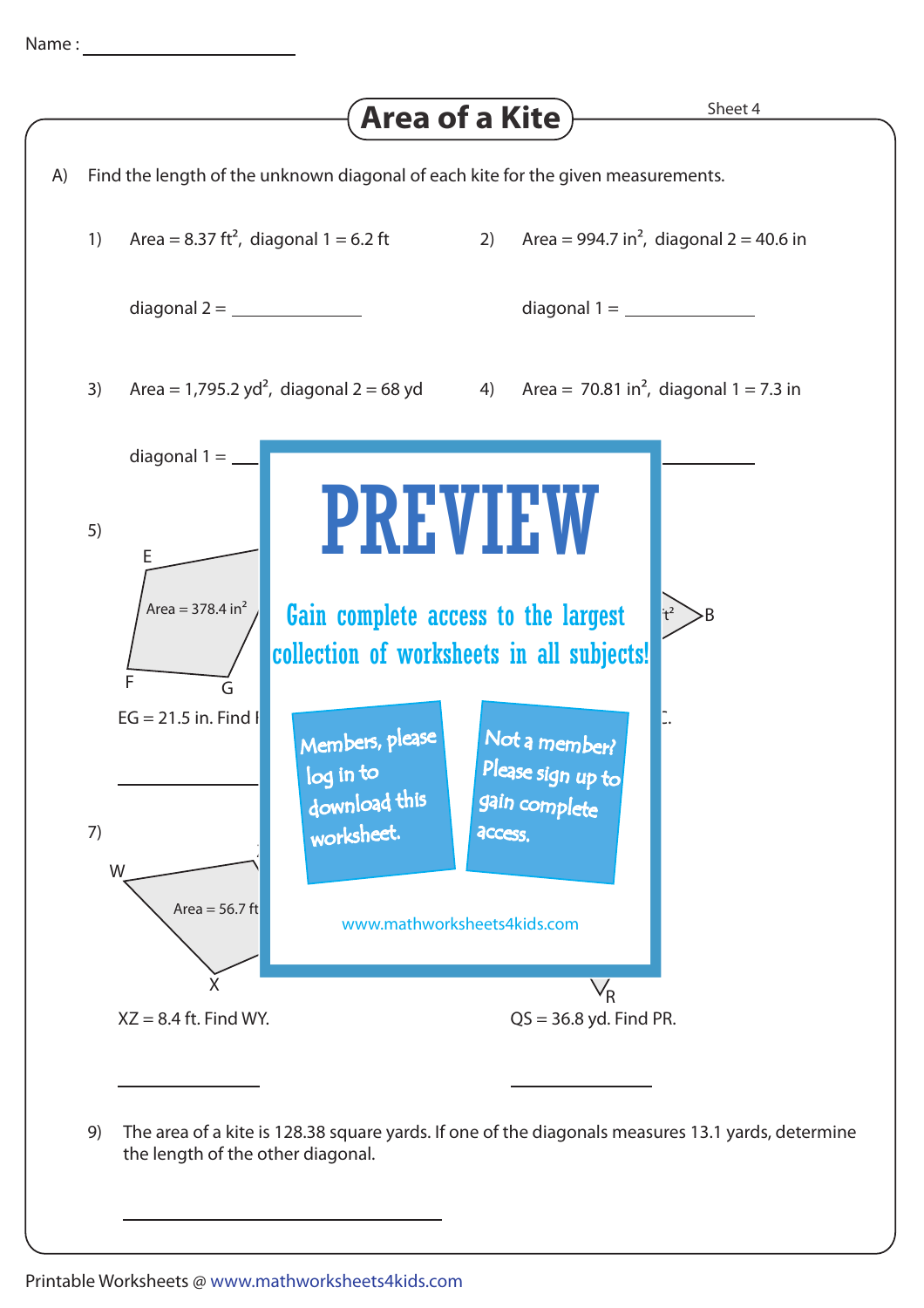Name : ____________________

# Area of a Kite

Sheet 4

A) Find the length of the unknown diagonal of each kite for the given measurements.

1) Area = 8.37 $ft^2$, diagonal 1 = 6.2 ft

diagonal 2 = ____________

2) Area = 994.7 $in^2$, diagonal 2 = 40.6 in

diagonal 1 = ____________

3) Area = 1,795.2 $yd^2$, diagonal 2 = 68 yd

diagonal 1 = ____________

4) Area = 70.81 $in^2$, diagonal 1 = 7.3 in

____________

5) E, F, G — Area = 378.4 $in^2$

EG = 21.5 in. Find ...

____________

PREVIEW

Gain complete access to the largest collection of worksheets in all subjects!

Members, please log in to download this worksheet.

Not a member? Please sign up to gain complete access.

www.mathworksheets4kids.com

7) W, X — Area = 56.7 ft...

XZ = 8.4 ft. Find WY.

____________

QS = 36.8 yd. Find PR.

____________

9) The area of a kite is 128.38 square yards. If one of the diagonals measures 13.1 yards, determine the length of the other diagonal.

____________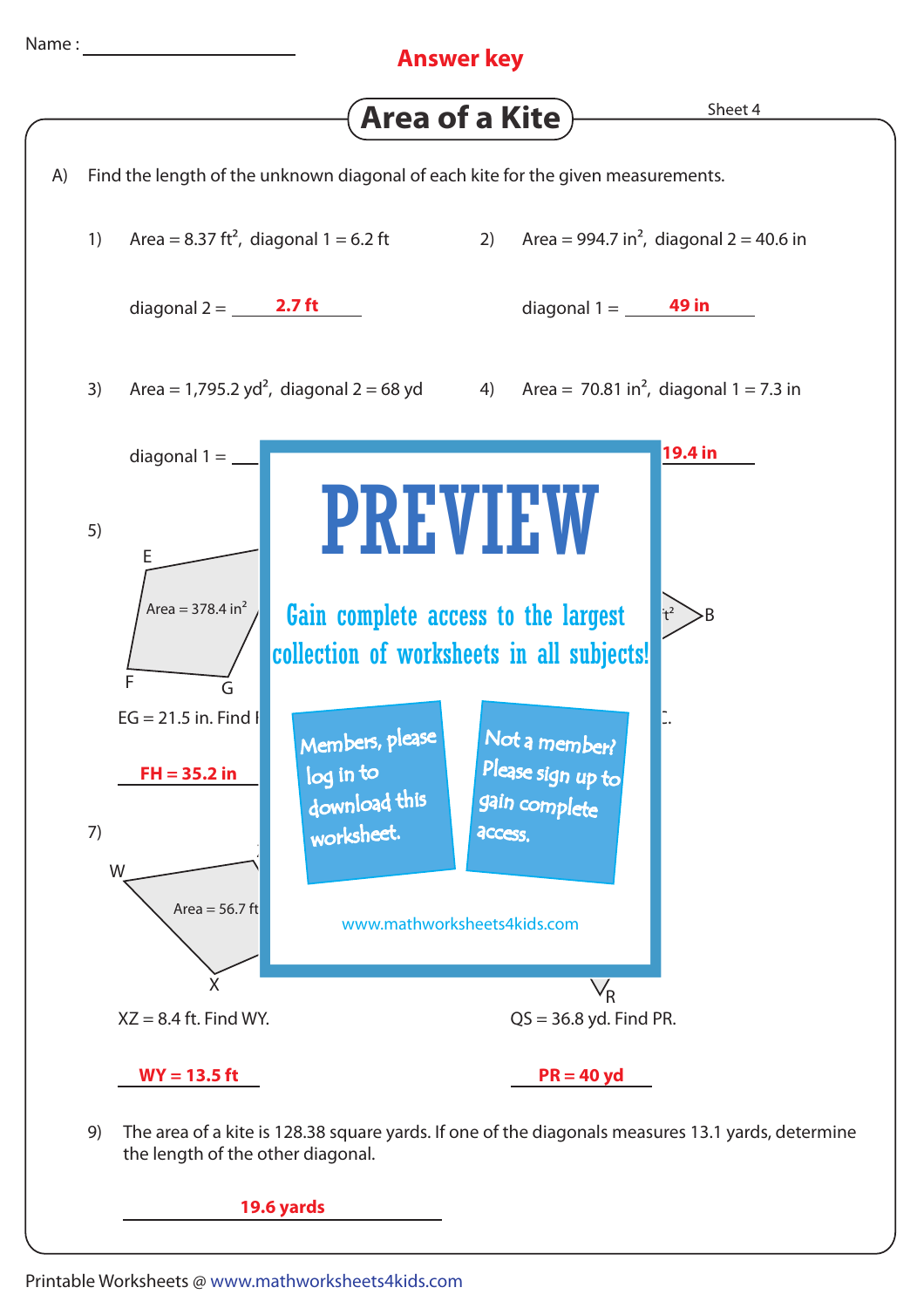Name : ____________________

**Answer key**

# Area of a Kite

Sheet 4

A) Find the length of the unknown diagonal of each kite for the given measurements.

1) Area = 8.37 $ft^2$, diagonal 1 = 6.2 ft

diagonal 2 = **2.7 ft**

2) Area = 994.7 $in^2$, diagonal 2 = 40.6 in

diagonal 1 = **49 in**

3) Area = 1,795.2 $yd^2$, diagonal 2 = 68 yd

diagonal 1 = ____

4) Area = 70.81 $in^2$, diagonal 1 = 7.3 in

**19.4 in**

5)

E

Area = 378.4 $in^2$

F G

EG = 21.5 in. Find F

**FH = 35.2 in**

B

7)

W

Area = 56.7 ft

X

XZ = 8.4 ft. Find WY.

**WY = 13.5 ft**

R

QS = 36.8 yd. Find PR.

**PR = 40 yd**

9) The area of a kite is 128.38 square yards. If one of the diagonals measures 13.1 yards, determine the length of the other diagonal.

**19.6 yards**

PREVIEW

Gain complete access to the largest collection of worksheets in all subjects!

Members, please log in to download this worksheet.

Not a member? Please sign up to gain complete access.

www.mathworksheets4kids.com

Printable Worksheets @ www.mathworksheets4kids.com